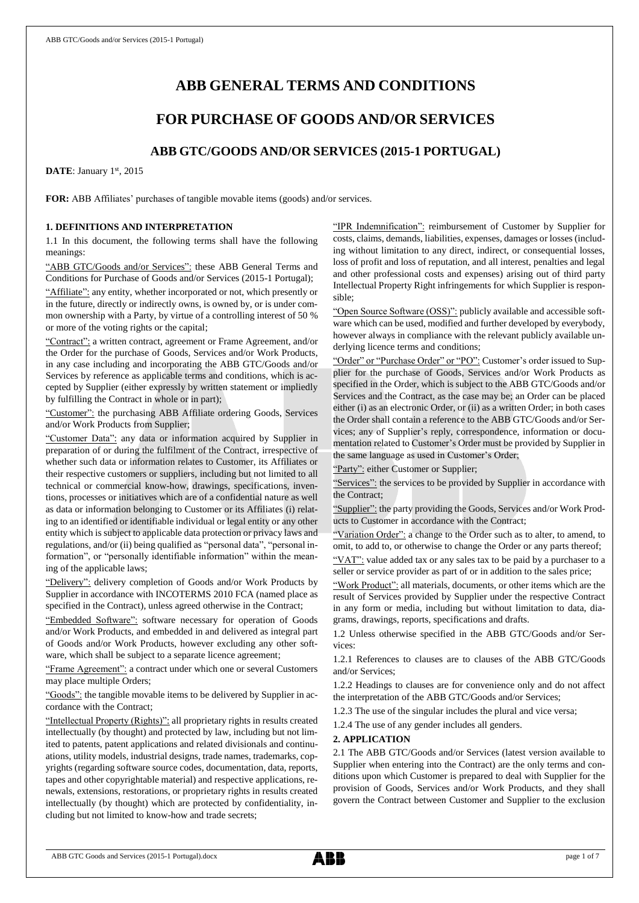# ABB GENERAL TERMS AND CONDITIONS

# FOR PURCHASE OF GOODS AND/OR SERVICES

## ABB GTC/GOODS AND/OR SERVICES (2015-1 PORTUGAL)

**DATE**: January 1st, 2015

**FOR:** ABB Affiliates' purchases of tangible movable items (goods) and/or services.

### 1. DEFINITIONS AND INTERPRETATION

1.1 In this document, the following terms shall have the following meanings:

"ABB GTC/Goods and/or Services": these ABB General Terms and Conditions for Purchase of Goods and/or Services (2015-1 Portugal);

"Affiliate": any entity, whether incorporated or not, which presently or in the future, directly or indirectly owns, is owned by, or is under common ownership with a Party, by virtue of a controlling interest of 50 % or more of the voting rights or the capital;

"Contract": a written contract, agreement or Frame Agreement, and/or the Order for the purchase of Goods, Services and/or Work Products, in any case including and incorporating the ABB GTC/Goods and/or Services by reference as applicable terms and conditions, which is accepted by Supplier (either expressly by written statement or impliedly by fulfilling the Contract in whole or in part);

"Customer": the purchasing ABB Affiliate ordering Goods, Services and/or Work Products from Supplier;

"Customer Data": any data or information acquired by Supplier in preparation of or during the fulfilment of the Contract, irrespective of whether such data or information relates to Customer, its Affiliates or their respective customers or suppliers, including but not limited to all technical or commercial know-how, drawings, specifications, inventions, processes or initiatives which are of a confidential nature as well as data or information belonging to Customer or its Affiliates (i) relating to an identified or identifiable individual or legal entity or any other entity which is subject to applicable data protection or privacy laws and regulations, and/or (ii) being qualified as "personal data", "personal information", or "personally identifiable information" within the meaning of the applicable laws;

"Delivery": delivery completion of Goods and/or Work Products by Supplier in accordance with INCOTERMS 2010 FCA (named place as specified in the Contract), unless agreed otherwise in the Contract;

"Embedded Software": software necessary for operation of Goods and/or Work Products, and embedded in and delivered as integral part of Goods and/or Work Products, however excluding any other software, which shall be subject to a separate licence agreement;

"Frame Agreement": a contract under which one or several Customers may place multiple Orders;

"Goods": the tangible movable items to be delivered by Supplier in accordance with the Contract;

"Intellectual Property (Rights)": all proprietary rights in results created intellectually (by thought) and protected by law, including but not limited to patents, patent applications and related divisionals and continuations, utility models, industrial designs, trade names, trademarks, copyrights (regarding software source codes, documentation, data, reports, tapes and other copyrightable material) and respective applications, renewals, extensions, restorations, or proprietary rights in results created intellectually (by thought) which are protected by confidentiality, including but not limited to know-how and trade secrets;

"IPR Indemnification": reimbursement of Customer by Supplier for costs, claims, demands, liabilities, expenses, damages or losses (including without limitation to any direct, indirect, or consequential losses, loss of profit and loss of reputation, and all interest, penalties and legal and other professional costs and expenses) arising out of third party Intellectual Property Right infringements for which Supplier is responsible;

"Open Source Software (OSS)": publicly available and accessible software which can be used, modified and further developed by everybody, however always in compliance with the relevant publicly available underlying licence terms and conditions;

"Order" or "Purchase Order" or "PO": Customer's order issued to Supplier for the purchase of Goods, Services and/or Work Products as specified in the Order, which is subject to the ABB GTC/Goods and/or Services and the Contract, as the case may be; an Order can be placed either (i) as an electronic Order, or (ii) as a written Order; in both cases the Order shall contain a reference to the ABB GTC/Goods and/or Services; any of Supplier's reply, correspondence, information or documentation related to Customer's Order must be provided by Supplier in the same language as used in Customer's Order;

"Party": either Customer or Supplier;

"Services": the services to be provided by Supplier in accordance with the Contract;

"Supplier": the party providing the Goods, Services and/or Work Products to Customer in accordance with the Contract;

"Variation Order": a change to the Order such as to alter, to amend, to omit, to add to, or otherwise to change the Order or any parts thereof;

"VAT": value added tax or any sales tax to be paid by a purchaser to a seller or service provider as part of or in addition to the sales price;

"Work Product": all materials, documents, or other items which are the result of Services provided by Supplier under the respective Contract in any form or media, including but without limitation to data, diagrams, drawings, reports, specifications and drafts.

1.2 Unless otherwise specified in the ABB GTC/Goods and/or Services:

1.2.1 References to clauses are to clauses of the ABB GTC/Goods and/or Services;

1.2.2 Headings to clauses are for convenience only and do not affect the interpretation of the ABB GTC/Goods and/or Services;

1.2.3 The use of the singular includes the plural and vice versa;

1.2.4 The use of any gender includes all genders.

### 2. APPLICATION

2.1 The ABB GTC/Goods and/or Services (latest version available to Supplier when entering into the Contract) are the only terms and conditions upon which Customer is prepared to deal with Supplier for the provision of Goods, Services and/or Work Products, and they shall govern the Contract between Customer and Supplier to the exclusion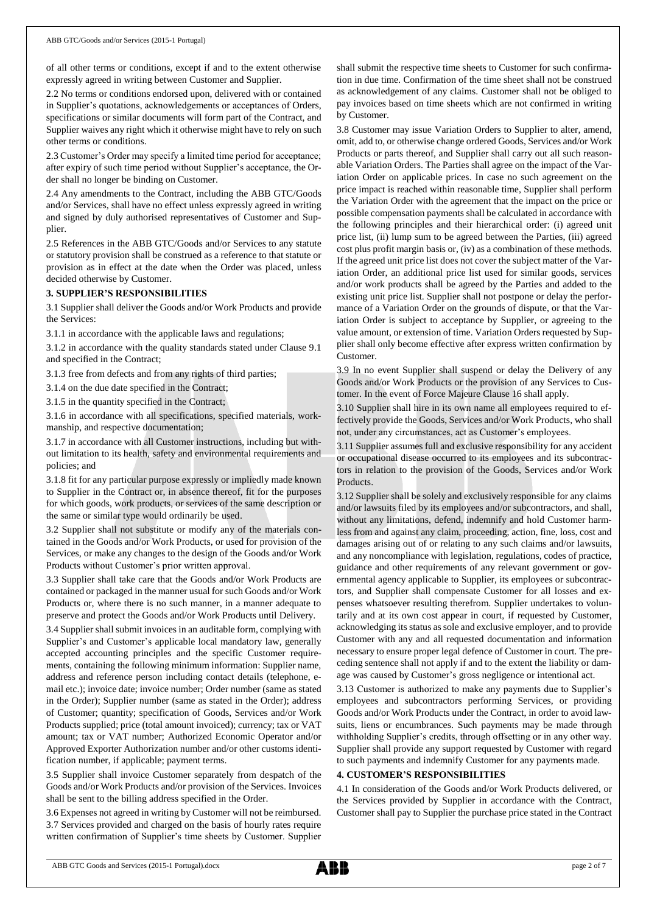of all other terms or conditions, except if and to the extent otherwise expressly agreed in writing between Customer and Supplier.

2.2 No terms or conditions endorsed upon, delivered with or contained in Supplier's quotations, acknowledgements or acceptances of Orders, specifications or similar documents will form part of the Contract, and Supplier waives any right which it otherwise might have to rely on such other terms or conditions.

2.3 Customer's Order may specify a limited time period for acceptance; after expiry of such time period without Supplier's acceptance, the Order shall no longer be binding on Customer.

2.4 Any amendments to the Contract, including the ABB GTC/Goods and/or Services, shall have no effect unless expressly agreed in writing and signed by duly authorised representatives of Customer and Supplier.

2.5 References in the ABB GTC/Goods and/or Services to any statute or statutory provision shall be construed as a reference to that statute or provision as in effect at the date when the Order was placed, unless decided otherwise by Customer.

## 3. SUPPLIER'S RESPONSIBILITIES

3.1 Supplier shall deliver the Goods and/or Work Products and provide the Services:

3.1.1 in accordance with the applicable laws and regulations;

3.1.2 in accordance with the quality standards stated under Clause 9.1 and specified in the Contract;

3.1.3 free from defects and from any rights of third parties;

3.1.4 on the due date specified in the Contract;

3.1.5 in the quantity specified in the Contract;

3.1.6 in accordance with all specifications, specified materials, workmanship, and respective documentation;

3.1.7 in accordance with all Customer instructions, including but without limitation to its health, safety and environmental requirements and policies; and

3.1.8 fit for any particular purpose expressly or impliedly made known to Supplier in the Contract or, in absence thereof, fit for the purposes for which goods, work products, or services of the same description or the same or similar type would ordinarily be used.

3.2 Supplier shall not substitute or modify any of the materials contained in the Goods and/or Work Products, or used for provision of the Services, or make any changes to the design of the Goods and/or Work Products without Customer's prior written approval.

3.3 Supplier shall take care that the Goods and/or Work Products are contained or packaged in the manner usual for such Goods and/or Work Products or, where there is no such manner, in a manner adequate to preserve and protect the Goods and/or Work Products until Delivery.

3.4 Supplier shall submit invoices in an auditable form, complying with Supplier's and Customer's applicable local mandatory law, generally accepted accounting principles and the specific Customer requirements, containing the following minimum information: Supplier name, address and reference person including contact details (telephone, e-mail etc.); invoice date; invoice number; Order number (same as stated in the Order); Supplier number (same as stated in the Order); address of Customer; quantity; specification of Goods, Services and/or Work Products supplied; price (total amount invoiced); currency; tax or VAT amount; tax or VAT number; Authorized Economic Operator and/or Approved Exporter Authorization number and/or other customs identification number, if applicable; payment terms.

3.5 Supplier shall invoice Customer separately from despatch of the Goods and/or Work Products and/or provision of the Services. Invoices shall be sent to the billing address specified in the Order.

3.6 Expenses not agreed in writing by Customer will not be reimbursed.

3.7 Services provided and charged on the basis of hourly rates require written confirmation of Supplier's time sheets by Customer. Supplier shall submit the respective time sheets to Customer for such confirmation in due time. Confirmation of the time sheet shall not be construed as acknowledgement of any claims. Customer shall not be obliged to pay invoices based on time sheets which are not confirmed in writing by Customer.

3.8 Customer may issue Variation Orders to Supplier to alter, amend, omit, add to, or otherwise change ordered Goods, Services and/or Work Products or parts thereof, and Supplier shall carry out all such reasonable Variation Orders. The Parties shall agree on the impact of the Variation Order on applicable prices. In case no such agreement on the price impact is reached within reasonable time, Supplier shall perform the Variation Order with the agreement that the impact on the price or possible compensation payments shall be calculated in accordance with the following principles and their hierarchical order: (i) agreed unit price list, (ii) lump sum to be agreed between the Parties, (iii) agreed cost plus profit margin basis or, (iv) as a combination of these methods. If the agreed unit price list does not cover the subject matter of the Variation Order, an additional price list used for similar goods, services and/or work products shall be agreed by the Parties and added to the existing unit price list. Supplier shall not postpone or delay the performance of a Variation Order on the grounds of dispute, or that the Variation Order is subject to acceptance by Supplier, or agreeing to the value amount, or extension of time. Variation Orders requested by Supplier shall only become effective after express written confirmation by Customer.

3.9 In no event Supplier shall suspend or delay the Delivery of any Goods and/or Work Products or the provision of any Services to Customer. In the event of Force Majeure Clause 16 shall apply.

3.10 Supplier shall hire in its own name all employees required to effectively provide the Goods, Services and/or Work Products, who shall not, under any circumstances, act as Customer's employees.

3.11 Supplier assumes full and exclusive responsibility for any accident or occupational disease occurred to its employees and its subcontractors in relation to the provision of the Goods, Services and/or Work Products.

3.12 Supplier shall be solely and exclusively responsible for any claims and/or lawsuits filed by its employees and/or subcontractors, and shall, without any limitations, defend, indemnify and hold Customer harmless from and against any claim, proceeding, action, fine, loss, cost and damages arising out of or relating to any such claims and/or lawsuits, and any noncompliance with legislation, regulations, codes of practice, guidance and other requirements of any relevant government or governmental agency applicable to Supplier, its employees or subcontractors, and Supplier shall compensate Customer for all losses and expenses whatsoever resulting therefrom. Supplier undertakes to voluntarily and at its own cost appear in court, if requested by Customer, acknowledging its status as sole and exclusive employer, and to provide Customer with any and all requested documentation and information necessary to ensure proper legal defence of Customer in court. The preceding sentence shall not apply if and to the extent the liability or damage was caused by Customer's gross negligence or intentional act.

3.13 Customer is authorized to make any payments due to Supplier's employees and subcontractors performing Services, or providing Goods and/or Work Products under the Contract, in order to avoid lawsuits, liens or encumbrances. Such payments may be made through withholding Supplier's credits, through offsetting or in any other way. Supplier shall provide any support requested by Customer with regard to such payments and indemnify Customer for any payments made.

## 4. CUSTOMER'S RESPONSIBILITIES

4.1 In consideration of the Goods and/or Work Products delivered, or the Services provided by Supplier in accordance with the Contract, Customer shall pay to Supplier the purchase price stated in the Contract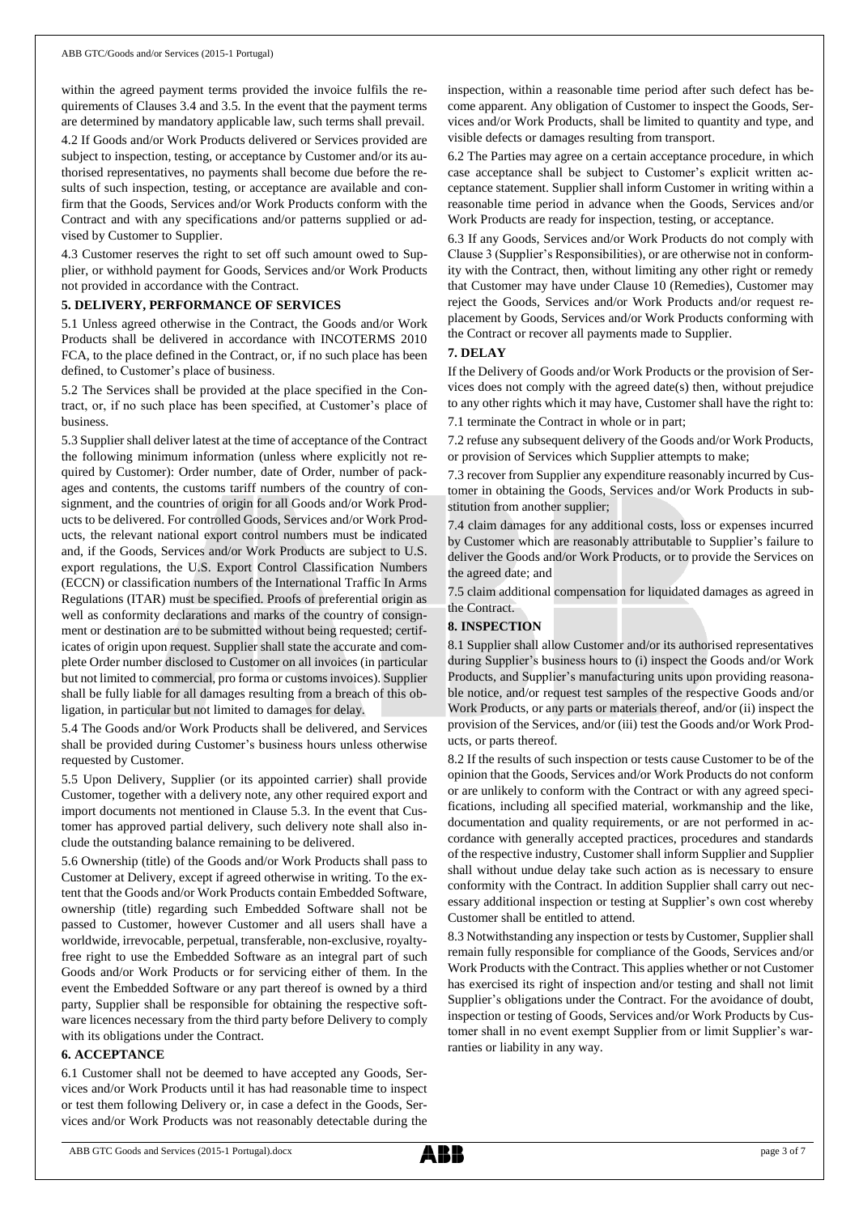within the agreed payment terms provided the invoice fulfils the requirements of Clauses 3.4 and 3.5. In the event that the payment terms are determined by mandatory applicable law, such terms shall prevail.

4.2 If Goods and/or Work Products delivered or Services provided are subject to inspection, testing, or acceptance by Customer and/or its authorised representatives, no payments shall become due before the results of such inspection, testing, or acceptance are available and confirm that the Goods, Services and/or Work Products conform with the Contract and with any specifications and/or patterns supplied or advised by Customer to Supplier.

4.3 Customer reserves the right to set off such amount owed to Supplier, or withhold payment for Goods, Services and/or Work Products not provided in accordance with the Contract.

**5. DELIVERY, PERFORMANCE OF SERVICES**

5.1 Unless agreed otherwise in the Contract, the Goods and/or Work Products shall be delivered in accordance with INCOTERMS 2010 FCA, to the place defined in the Contract, or, if no such place has been defined, to Customer's place of business.

5.2 The Services shall be provided at the place specified in the Contract, or, if no such place has been specified, at Customer's place of business.

5.3 Supplier shall deliver latest at the time of acceptance of the Contract the following minimum information (unless where explicitly not required by Customer): Order number, date of Order, number of packages and contents, the customs tariff numbers of the country of consignment, and the countries of origin for all Goods and/or Work Products to be delivered. For controlled Goods, Services and/or Work Products, the relevant national export control numbers must be indicated and, if the Goods, Services and/or Work Products are subject to U.S. export regulations, the U.S. Export Control Classification Numbers (ECCN) or classification numbers of the International Traffic In Arms Regulations (ITAR) must be specified. Proofs of preferential origin as well as conformity declarations and marks of the country of consignment or destination are to be submitted without being requested; certificates of origin upon request. Supplier shall state the accurate and complete Order number disclosed to Customer on all invoices (in particular but not limited to commercial, pro forma or customs invoices). Supplier shall be fully liable for all damages resulting from a breach of this obligation, in particular but not limited to damages for delay.

5.4 The Goods and/or Work Products shall be delivered, and Services shall be provided during Customer's business hours unless otherwise requested by Customer.

5.5 Upon Delivery, Supplier (or its appointed carrier) shall provide Customer, together with a delivery note, any other required export and import documents not mentioned in Clause 5.3. In the event that Customer has approved partial delivery, such delivery note shall also include the outstanding balance remaining to be delivered.

5.6 Ownership (title) of the Goods and/or Work Products shall pass to Customer at Delivery, except if agreed otherwise in writing. To the extent that the Goods and/or Work Products contain Embedded Software, ownership (title) regarding such Embedded Software shall not be passed to Customer, however Customer and all users shall have a worldwide, irrevocable, perpetual, transferable, non-exclusive, royalty-free right to use the Embedded Software as an integral part of such Goods and/or Work Products or for servicing either of them. In the event the Embedded Software or any part thereof is owned by a third party, Supplier shall be responsible for obtaining the respective software licences necessary from the third party before Delivery to comply with its obligations under the Contract.

**6. ACCEPTANCE**

6.1 Customer shall not be deemed to have accepted any Goods, Services and/or Work Products until it has had reasonable time to inspect or test them following Delivery or, in case a defect in the Goods, Services and/or Work Products was not reasonably detectable during the inspection, within a reasonable time period after such defect has become apparent. Any obligation of Customer to inspect the Goods, Services and/or Work Products, shall be limited to quantity and type, and visible defects or damages resulting from transport.

6.2 The Parties may agree on a certain acceptance procedure, in which case acceptance shall be subject to Customer's explicit written acceptance statement. Supplier shall inform Customer in writing within a reasonable time period in advance when the Goods, Services and/or Work Products are ready for inspection, testing, or acceptance.

6.3 If any Goods, Services and/or Work Products do not comply with Clause 3 (Supplier's Responsibilities), or are otherwise not in conformity with the Contract, then, without limiting any other right or remedy that Customer may have under Clause 10 (Remedies), Customer may reject the Goods, Services and/or Work Products and/or request replacement by Goods, Services and/or Work Products conforming with the Contract or recover all payments made to Supplier.

**7. DELAY**

If the Delivery of Goods and/or Work Products or the provision of Services does not comply with the agreed date(s) then, without prejudice to any other rights which it may have, Customer shall have the right to:

7.1 terminate the Contract in whole or in part;

7.2 refuse any subsequent delivery of the Goods and/or Work Products, or provision of Services which Supplier attempts to make;

7.3 recover from Supplier any expenditure reasonably incurred by Customer in obtaining the Goods, Services and/or Work Products in substitution from another supplier;

7.4 claim damages for any additional costs, loss or expenses incurred by Customer which are reasonably attributable to Supplier's failure to deliver the Goods and/or Work Products, or to provide the Services on the agreed date; and

7.5 claim additional compensation for liquidated damages as agreed in the Contract.

**8. INSPECTION**

8.1 Supplier shall allow Customer and/or its authorised representatives during Supplier's business hours to (i) inspect the Goods and/or Work Products, and Supplier's manufacturing units upon providing reasonable notice, and/or request test samples of the respective Goods and/or Work Products, or any parts or materials thereof, and/or (ii) inspect the provision of the Services, and/or (iii) test the Goods and/or Work Products, or parts thereof.

8.2 If the results of such inspection or tests cause Customer to be of the opinion that the Goods, Services and/or Work Products do not conform or are unlikely to conform with the Contract or with any agreed specifications, including all specified material, workmanship and the like, documentation and quality requirements, or are not performed in accordance with generally accepted practices, procedures and standards of the respective industry, Customer shall inform Supplier and Supplier shall without undue delay take such action as is necessary to ensure conformity with the Contract. In addition Supplier shall carry out necessary additional inspection or testing at Supplier's own cost whereby Customer shall be entitled to attend.

8.3 Notwithstanding any inspection or tests by Customer, Supplier shall remain fully responsible for compliance of the Goods, Services and/or Work Products with the Contract. This applies whether or not Customer has exercised its right of inspection and/or testing and shall not limit Supplier's obligations under the Contract. For the avoidance of doubt, inspection or testing of Goods, Services and/or Work Products by Customer shall in no event exempt Supplier from or limit Supplier's warranties or liability in any way.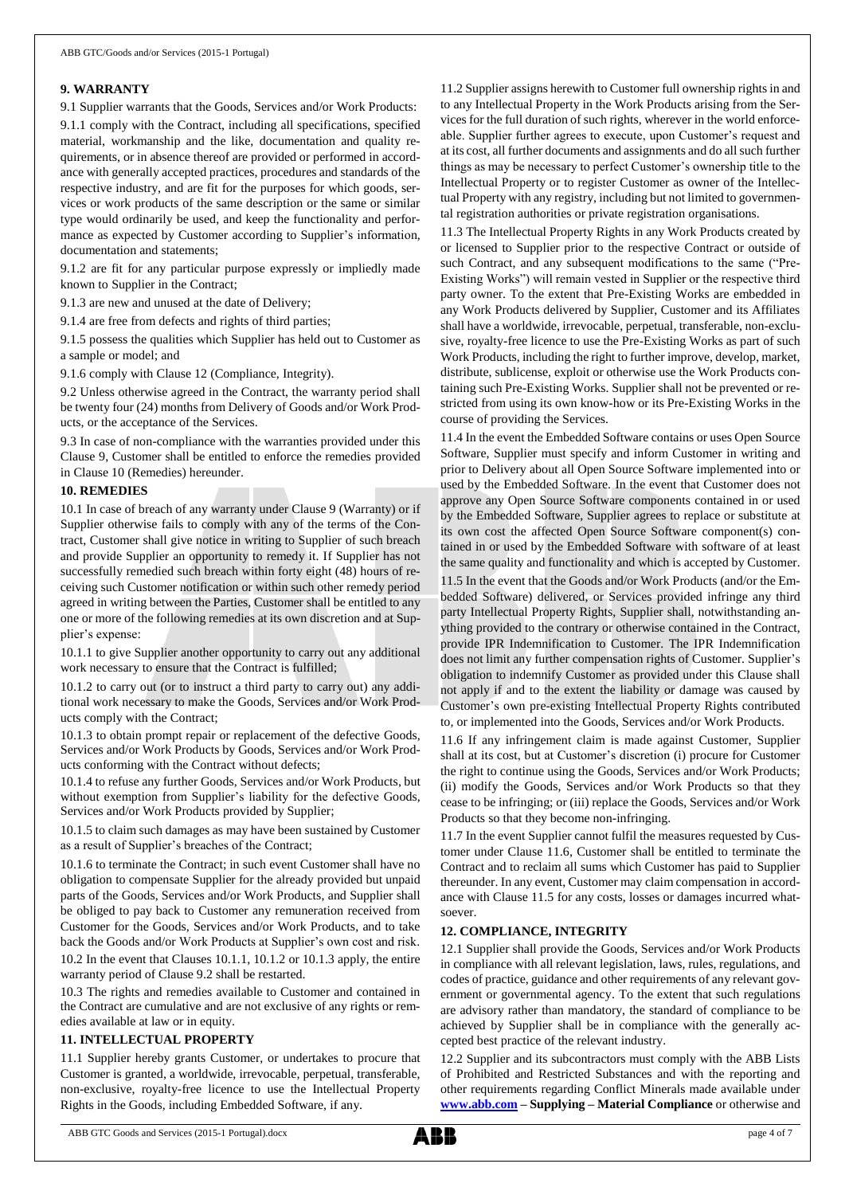## 9. WARRANTY

9.1 Supplier warrants that the Goods, Services and/or Work Products:

9.1.1 comply with the Contract, including all specifications, specified material, workmanship and the like, documentation and quality requirements, or in absence thereof are provided or performed in accordance with generally accepted practices, procedures and standards of the respective industry, and are fit for the purposes for which goods, services or work products of the same description or the same or similar type would ordinarily be used, and keep the functionality and performance as expected by Customer according to Supplier's information, documentation and statements;

9.1.2 are fit for any particular purpose expressly or impliedly made known to Supplier in the Contract;

9.1.3 are new and unused at the date of Delivery;

9.1.4 are free from defects and rights of third parties;

9.1.5 possess the qualities which Supplier has held out to Customer as a sample or model; and

9.1.6 comply with Clause 12 (Compliance, Integrity).

9.2 Unless otherwise agreed in the Contract, the warranty period shall be twenty four (24) months from Delivery of Goods and/or Work Products, or the acceptance of the Services.

9.3 In case of non-compliance with the warranties provided under this Clause 9, Customer shall be entitled to enforce the remedies provided in Clause 10 (Remedies) hereunder.

## 10. REMEDIES

10.1 In case of breach of any warranty under Clause 9 (Warranty) or if Supplier otherwise fails to comply with any of the terms of the Contract, Customer shall give notice in writing to Supplier of such breach and provide Supplier an opportunity to remedy it. If Supplier has not successfully remedied such breach within forty eight (48) hours of receiving such Customer notification or within such other remedy period agreed in writing between the Parties, Customer shall be entitled to any one or more of the following remedies at its own discretion and at Supplier's expense:

10.1.1 to give Supplier another opportunity to carry out any additional work necessary to ensure that the Contract is fulfilled;

10.1.2 to carry out (or to instruct a third party to carry out) any additional work necessary to make the Goods, Services and/or Work Products comply with the Contract;

10.1.3 to obtain prompt repair or replacement of the defective Goods, Services and/or Work Products by Goods, Services and/or Work Products conforming with the Contract without defects;

10.1.4 to refuse any further Goods, Services and/or Work Products, but without exemption from Supplier's liability for the defective Goods, Services and/or Work Products provided by Supplier;

10.1.5 to claim such damages as may have been sustained by Customer as a result of Supplier's breaches of the Contract;

10.1.6 to terminate the Contract; in such event Customer shall have no obligation to compensate Supplier for the already provided but unpaid parts of the Goods, Services and/or Work Products, and Supplier shall be obliged to pay back to Customer any remuneration received from Customer for the Goods, Services and/or Work Products, and to take back the Goods and/or Work Products at Supplier's own cost and risk.

10.2 In the event that Clauses 10.1.1, 10.1.2 or 10.1.3 apply, the entire warranty period of Clause 9.2 shall be restarted.

10.3 The rights and remedies available to Customer and contained in the Contract are cumulative and are not exclusive of any rights or remedies available at law or in equity.

## 11. INTELLECTUAL PROPERTY

11.1 Supplier hereby grants Customer, or undertakes to procure that Customer is granted, a worldwide, irrevocable, perpetual, transferable, non-exclusive, royalty-free licence to use the Intellectual Property Rights in the Goods, including Embedded Software, if any.

11.2 Supplier assigns herewith to Customer full ownership rights in and to any Intellectual Property in the Work Products arising from the Services for the full duration of such rights, wherever in the world enforceable. Supplier further agrees to execute, upon Customer's request and at its cost, all further documents and assignments and do all such further things as may be necessary to perfect Customer's ownership title to the Intellectual Property or to register Customer as owner of the Intellectual Property with any registry, including but not limited to governmental registration authorities or private registration organisations.

11.3 The Intellectual Property Rights in any Work Products created by or licensed to Supplier prior to the respective Contract or outside of such Contract, and any subsequent modifications to the same ("Pre-Existing Works") will remain vested in Supplier or the respective third party owner. To the extent that Pre-Existing Works are embedded in any Work Products delivered by Supplier, Customer and its Affiliates shall have a worldwide, irrevocable, perpetual, transferable, non-exclusive, royalty-free licence to use the Pre-Existing Works as part of such Work Products, including the right to further improve, develop, market, distribute, sublicense, exploit or otherwise use the Work Products containing such Pre-Existing Works. Supplier shall not be prevented or restricted from using its own know-how or its Pre-Existing Works in the course of providing the Services.

11.4 In the event the Embedded Software contains or uses Open Source Software, Supplier must specify and inform Customer in writing and prior to Delivery about all Open Source Software implemented into or used by the Embedded Software. In the event that Customer does not approve any Open Source Software components contained in or used by the Embedded Software, Supplier agrees to replace or substitute at its own cost the affected Open Source Software component(s) contained in or used by the Embedded Software with software of at least the same quality and functionality and which is accepted by Customer.

11.5 In the event that the Goods and/or Work Products (and/or the Embedded Software) delivered, or Services provided infringe any third party Intellectual Property Rights, Supplier shall, notwithstanding anything provided to the contrary or otherwise contained in the Contract, provide IPR Indemnification to Customer. The IPR Indemnification does not limit any further compensation rights of Customer. Supplier's obligation to indemnify Customer as provided under this Clause shall not apply if and to the extent the liability or damage was caused by Customer's own pre-existing Intellectual Property Rights contributed to, or implemented into the Goods, Services and/or Work Products.

11.6 If any infringement claim is made against Customer, Supplier shall at its cost, but at Customer's discretion (i) procure for Customer the right to continue using the Goods, Services and/or Work Products; (ii) modify the Goods, Services and/or Work Products so that they cease to be infringing; or (iii) replace the Goods, Services and/or Work Products so that they become non-infringing.

11.7 In the event Supplier cannot fulfil the measures requested by Customer under Clause 11.6, Customer shall be entitled to terminate the Contract and to reclaim all sums which Customer has paid to Supplier thereunder. In any event, Customer may claim compensation in accordance with Clause 11.5 for any costs, losses or damages incurred whatsoever.

## 12. COMPLIANCE, INTEGRITY

12.1 Supplier shall provide the Goods, Services and/or Work Products in compliance with all relevant legislation, laws, rules, regulations, and codes of practice, guidance and other requirements of any relevant government or governmental agency. To the extent that such regulations are advisory rather than mandatory, the standard of compliance to be achieved by Supplier shall be in compliance with the generally accepted best practice of the relevant industry.

12.2 Supplier and its subcontractors must comply with the ABB Lists of Prohibited and Restricted Substances and with the reporting and other requirements regarding Conflict Minerals made available under **www.abb.com – Supplying – Material Compliance** or otherwise and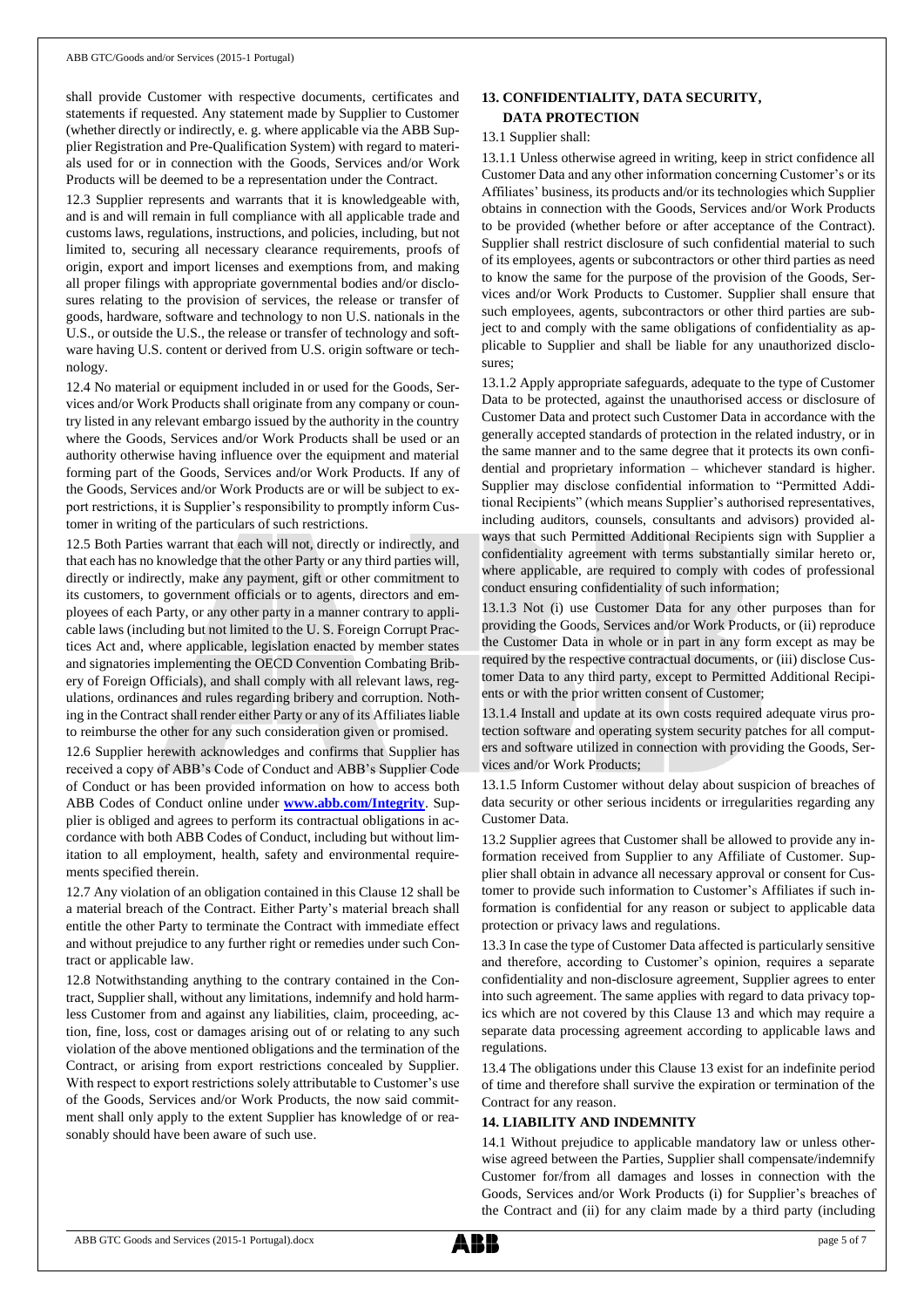shall provide Customer with respective documents, certificates and statements if requested. Any statement made by Supplier to Customer (whether directly or indirectly, e. g. where applicable via the ABB Supplier Registration and Pre-Qualification System) with regard to materials used for or in connection with the Goods, Services and/or Work Products will be deemed to be a representation under the Contract.

12.3 Supplier represents and warrants that it is knowledgeable with, and is and will remain in full compliance with all applicable trade and customs laws, regulations, instructions, and policies, including, but not limited to, securing all necessary clearance requirements, proofs of origin, export and import licenses and exemptions from, and making all proper filings with appropriate governmental bodies and/or disclosures relating to the provision of services, the release or transfer of goods, hardware, software and technology to non U.S. nationals in the U.S., or outside the U.S., the release or transfer of technology and software having U.S. content or derived from U.S. origin software or technology.

12.4 No material or equipment included in or used for the Goods, Services and/or Work Products shall originate from any company or country listed in any relevant embargo issued by the authority in the country where the Goods, Services and/or Work Products shall be used or an authority otherwise having influence over the equipment and material forming part of the Goods, Services and/or Work Products. If any of the Goods, Services and/or Work Products are or will be subject to export restrictions, it is Supplier's responsibility to promptly inform Customer in writing of the particulars of such restrictions.

12.5 Both Parties warrant that each will not, directly or indirectly, and that each has no knowledge that the other Party or any third parties will, directly or indirectly, make any payment, gift or other commitment to its customers, to government officials or to agents, directors and employees of each Party, or any other party in a manner contrary to applicable laws (including but not limited to the U. S. Foreign Corrupt Practices Act and, where applicable, legislation enacted by member states and signatories implementing the OECD Convention Combating Bribery of Foreign Officials), and shall comply with all relevant laws, regulations, ordinances and rules regarding bribery and corruption. Nothing in the Contract shall render either Party or any of its Affiliates liable to reimburse the other for any such consideration given or promised.

12.6 Supplier herewith acknowledges and confirms that Supplier has received a copy of ABB's Code of Conduct and ABB's Supplier Code of Conduct or has been provided information on how to access both ABB Codes of Conduct online under **www.abb.com/Integrity**. Supplier is obliged and agrees to perform its contractual obligations in accordance with both ABB Codes of Conduct, including but without limitation to all employment, health, safety and environmental requirements specified therein.

12.7 Any violation of an obligation contained in this Clause 12 shall be a material breach of the Contract. Either Party's material breach shall entitle the other Party to terminate the Contract with immediate effect and without prejudice to any further right or remedies under such Contract or applicable law.

12.8 Notwithstanding anything to the contrary contained in the Contract, Supplier shall, without any limitations, indemnify and hold harmless Customer from and against any liabilities, claim, proceeding, action, fine, loss, cost or damages arising out of or relating to any such violation of the above mentioned obligations and the termination of the Contract, or arising from export restrictions concealed by Supplier. With respect to export restrictions solely attributable to Customer's use of the Goods, Services and/or Work Products, the now said commitment shall only apply to the extent Supplier has knowledge of or reasonably should have been aware of such use.

## 13. CONFIDENTIALITY, DATA SECURITY, DATA PROTECTION

13.1 Supplier shall:

13.1.1 Unless otherwise agreed in writing, keep in strict confidence all Customer Data and any other information concerning Customer's or its Affiliates' business, its products and/or its technologies which Supplier obtains in connection with the Goods, Services and/or Work Products to be provided (whether before or after acceptance of the Contract). Supplier shall restrict disclosure of such confidential material to such of its employees, agents or subcontractors or other third parties as need to know the same for the purpose of the provision of the Goods, Services and/or Work Products to Customer. Supplier shall ensure that such employees, agents, subcontractors or other third parties are subject to and comply with the same obligations of confidentiality as applicable to Supplier and shall be liable for any unauthorized disclosures;

13.1.2 Apply appropriate safeguards, adequate to the type of Customer Data to be protected, against the unauthorised access or disclosure of Customer Data and protect such Customer Data in accordance with the generally accepted standards of protection in the related industry, or in the same manner and to the same degree that it protects its own confidential and proprietary information – whichever standard is higher. Supplier may disclose confidential information to "Permitted Additional Recipients" (which means Supplier's authorised representatives, including auditors, counsels, consultants and advisors) provided always that such Permitted Additional Recipients sign with Supplier a confidentiality agreement with terms substantially similar hereto or, where applicable, are required to comply with codes of professional conduct ensuring confidentiality of such information;

13.1.3 Not (i) use Customer Data for any other purposes than for providing the Goods, Services and/or Work Products, or (ii) reproduce the Customer Data in whole or in part in any form except as may be required by the respective contractual documents, or (iii) disclose Customer Data to any third party, except to Permitted Additional Recipients or with the prior written consent of Customer;

13.1.4 Install and update at its own costs required adequate virus protection software and operating system security patches for all computers and software utilized in connection with providing the Goods, Services and/or Work Products;

13.1.5 Inform Customer without delay about suspicion of breaches of data security or other serious incidents or irregularities regarding any Customer Data.

13.2 Supplier agrees that Customer shall be allowed to provide any information received from Supplier to any Affiliate of Customer. Supplier shall obtain in advance all necessary approval or consent for Customer to provide such information to Customer's Affiliates if such information is confidential for any reason or subject to applicable data protection or privacy laws and regulations.

13.3 In case the type of Customer Data affected is particularly sensitive and therefore, according to Customer's opinion, requires a separate confidentiality and non-disclosure agreement, Supplier agrees to enter into such agreement. The same applies with regard to data privacy topics which are not covered by this Clause 13 and which may require a separate data processing agreement according to applicable laws and regulations.

13.4 The obligations under this Clause 13 exist for an indefinite period of time and therefore shall survive the expiration or termination of the Contract for any reason.

## 14. LIABILITY AND INDEMNITY

14.1 Without prejudice to applicable mandatory law or unless otherwise agreed between the Parties, Supplier shall compensate/indemnify Customer for/from all damages and losses in connection with the Goods, Services and/or Work Products (i) for Supplier's breaches of the Contract and (ii) for any claim made by a third party (including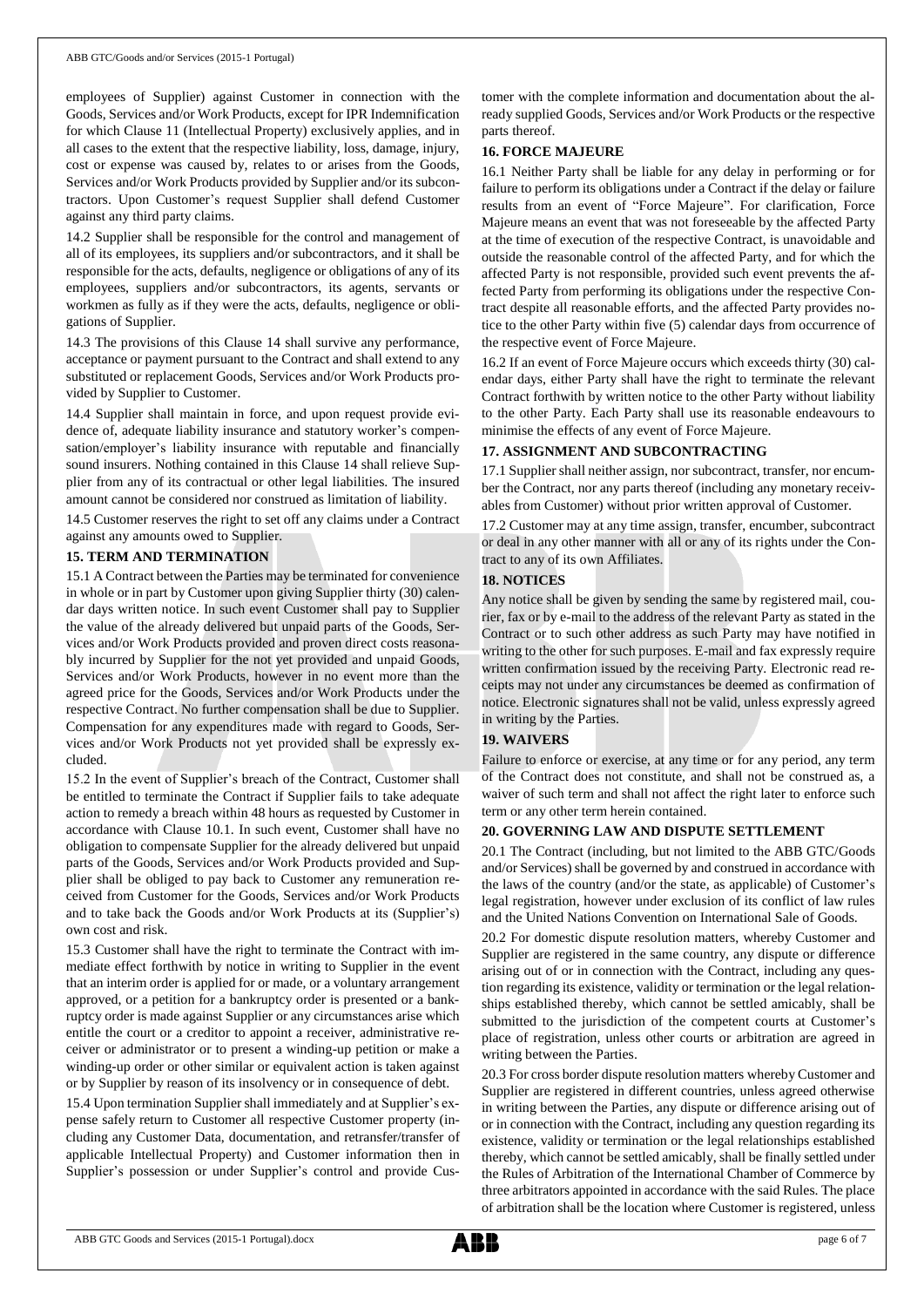employees of Supplier) against Customer in connection with the Goods, Services and/or Work Products, except for IPR Indemnification for which Clause 11 (Intellectual Property) exclusively applies, and in all cases to the extent that the respective liability, loss, damage, injury, cost or expense was caused by, relates to or arises from the Goods, Services and/or Work Products provided by Supplier and/or its subcontractors. Upon Customer's request Supplier shall defend Customer against any third party claims.

14.2 Supplier shall be responsible for the control and management of all of its employees, its suppliers and/or subcontractors, and it shall be responsible for the acts, defaults, negligence or obligations of any of its employees, suppliers and/or subcontractors, its agents, servants or workmen as fully as if they were the acts, defaults, negligence or obligations of Supplier.

14.3 The provisions of this Clause 14 shall survive any performance, acceptance or payment pursuant to the Contract and shall extend to any substituted or replacement Goods, Services and/or Work Products provided by Supplier to Customer.

14.4 Supplier shall maintain in force, and upon request provide evidence of, adequate liability insurance and statutory worker's compensation/employer's liability insurance with reputable and financially sound insurers. Nothing contained in this Clause 14 shall relieve Supplier from any of its contractual or other legal liabilities. The insured amount cannot be considered nor construed as limitation of liability.

14.5 Customer reserves the right to set off any claims under a Contract against any amounts owed to Supplier.

## 15. TERM AND TERMINATION

15.1 A Contract between the Parties may be terminated for convenience in whole or in part by Customer upon giving Supplier thirty (30) calendar days written notice. In such event Customer shall pay to Supplier the value of the already delivered but unpaid parts of the Goods, Services and/or Work Products provided and proven direct costs reasonably incurred by Supplier for the not yet provided and unpaid Goods, Services and/or Work Products, however in no event more than the agreed price for the Goods, Services and/or Work Products under the respective Contract. No further compensation shall be due to Supplier. Compensation for any expenditures made with regard to Goods, Services and/or Work Products not yet provided shall be expressly excluded.

15.2 In the event of Supplier's breach of the Contract, Customer shall be entitled to terminate the Contract if Supplier fails to take adequate action to remedy a breach within 48 hours as requested by Customer in accordance with Clause 10.1. In such event, Customer shall have no obligation to compensate Supplier for the already delivered but unpaid parts of the Goods, Services and/or Work Products provided and Supplier shall be obliged to pay back to Customer any remuneration received from Customer for the Goods, Services and/or Work Products and to take back the Goods and/or Work Products at its (Supplier's) own cost and risk.

15.3 Customer shall have the right to terminate the Contract with immediate effect forthwith by notice in writing to Supplier in the event that an interim order is applied for or made, or a voluntary arrangement approved, or a petition for a bankruptcy order is presented or a bankruptcy order is made against Supplier or any circumstances arise which entitle the court or a creditor to appoint a receiver, administrative receiver or administrator or to present a winding-up petition or make a winding-up order or other similar or equivalent action is taken against or by Supplier by reason of its insolvency or in consequence of debt.

15.4 Upon termination Supplier shall immediately and at Supplier's expense safely return to Customer all respective Customer property (including any Customer Data, documentation, and retransfer/transfer of applicable Intellectual Property) and Customer information then in Supplier's possession or under Supplier's control and provide Customer with the complete information and documentation about the already supplied Goods, Services and/or Work Products or the respective parts thereof.

## 16. FORCE MAJEURE

16.1 Neither Party shall be liable for any delay in performing or for failure to perform its obligations under a Contract if the delay or failure results from an event of "Force Majeure". For clarification, Force Majeure means an event that was not foreseeable by the affected Party at the time of execution of the respective Contract, is unavoidable and outside the reasonable control of the affected Party, and for which the affected Party is not responsible, provided such event prevents the affected Party from performing its obligations under the respective Contract despite all reasonable efforts, and the affected Party provides notice to the other Party within five (5) calendar days from occurrence of the respective event of Force Majeure.

16.2 If an event of Force Majeure occurs which exceeds thirty (30) calendar days, either Party shall have the right to terminate the relevant Contract forthwith by written notice to the other Party without liability to the other Party. Each Party shall use its reasonable endeavours to minimise the effects of any event of Force Majeure.

## 17. ASSIGNMENT AND SUBCONTRACTING

17.1 Supplier shall neither assign, nor subcontract, transfer, nor encumber the Contract, nor any parts thereof (including any monetary receivables from Customer) without prior written approval of Customer.

17.2 Customer may at any time assign, transfer, encumber, subcontract or deal in any other manner with all or any of its rights under the Contract to any of its own Affiliates.

## 18. NOTICES

Any notice shall be given by sending the same by registered mail, courier, fax or by e-mail to the address of the relevant Party as stated in the Contract or to such other address as such Party may have notified in writing to the other for such purposes. E-mail and fax expressly require written confirmation issued by the receiving Party. Electronic read receipts may not under any circumstances be deemed as confirmation of notice. Electronic signatures shall not be valid, unless expressly agreed in writing by the Parties.

## 19. WAIVERS

Failure to enforce or exercise, at any time or for any period, any term of the Contract does not constitute, and shall not be construed as, a waiver of such term and shall not affect the right later to enforce such term or any other term herein contained.

## 20. GOVERNING LAW AND DISPUTE SETTLEMENT

20.1 The Contract (including, but not limited to the ABB GTC/Goods and/or Services) shall be governed by and construed in accordance with the laws of the country (and/or the state, as applicable) of Customer's legal registration, however under exclusion of its conflict of law rules and the United Nations Convention on International Sale of Goods.

20.2 For domestic dispute resolution matters, whereby Customer and Supplier are registered in the same country, any dispute or difference arising out of or in connection with the Contract, including any question regarding its existence, validity or termination or the legal relationships established thereby, which cannot be settled amicably, shall be submitted to the jurisdiction of the competent courts at Customer's place of registration, unless other courts or arbitration are agreed in writing between the Parties.

20.3 For cross border dispute resolution matters whereby Customer and Supplier are registered in different countries, unless agreed otherwise in writing between the Parties, any dispute or difference arising out of or in connection with the Contract, including any question regarding its existence, validity or termination or the legal relationships established thereby, which cannot be settled amicably, shall be finally settled under the Rules of Arbitration of the International Chamber of Commerce by three arbitrators appointed in accordance with the said Rules. The place of arbitration shall be the location where Customer is registered, unless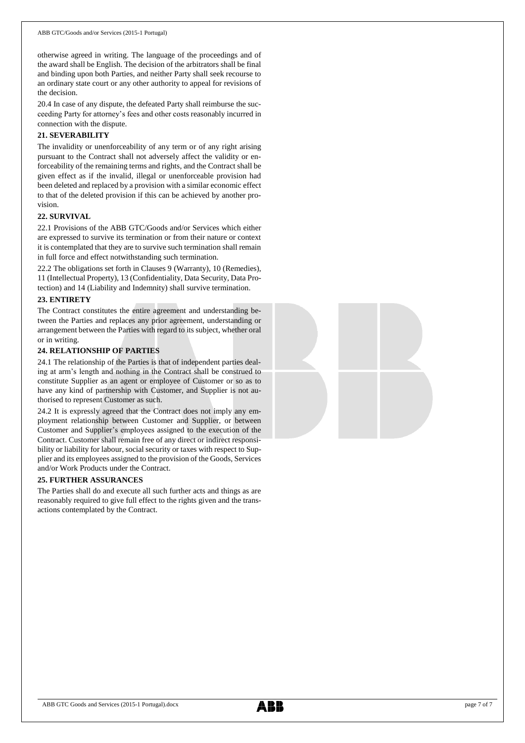otherwise agreed in writing. The language of the proceedings and of the award shall be English. The decision of the arbitrators shall be final and binding upon both Parties, and neither Party shall seek recourse to an ordinary state court or any other authority to appeal for revisions of the decision.

20.4 In case of any dispute, the defeated Party shall reimburse the succeeding Party for attorney's fees and other costs reasonably incurred in connection with the dispute.

**21. SEVERABILITY**

The invalidity or unenforceability of any term or of any right arising pursuant to the Contract shall not adversely affect the validity or enforceability of the remaining terms and rights, and the Contract shall be given effect as if the invalid, illegal or unenforceable provision had been deleted and replaced by a provision with a similar economic effect to that of the deleted provision if this can be achieved by another provision.

**22. SURVIVAL**

22.1 Provisions of the ABB GTC/Goods and/or Services which either are expressed to survive its termination or from their nature or context it is contemplated that they are to survive such termination shall remain in full force and effect notwithstanding such termination.

22.2 The obligations set forth in Clauses 9 (Warranty), 10 (Remedies), 11 (Intellectual Property), 13 (Confidentiality, Data Security, Data Protection) and 14 (Liability and Indemnity) shall survive termination.

**23. ENTIRETY**

The Contract constitutes the entire agreement and understanding between the Parties and replaces any prior agreement, understanding or arrangement between the Parties with regard to its subject, whether oral or in writing.

**24. RELATIONSHIP OF PARTIES**

24.1 The relationship of the Parties is that of independent parties dealing at arm's length and nothing in the Contract shall be construed to constitute Supplier as an agent or employee of Customer or so as to have any kind of partnership with Customer, and Supplier is not authorised to represent Customer as such.

24.2 It is expressly agreed that the Contract does not imply any employment relationship between Customer and Supplier, or between Customer and Supplier's employees assigned to the execution of the Contract. Customer shall remain free of any direct or indirect responsibility or liability for labour, social security or taxes with respect to Supplier and its employees assigned to the provision of the Goods, Services and/or Work Products under the Contract.

**25. FURTHER ASSURANCES**

The Parties shall do and execute all such further acts and things as are reasonably required to give full effect to the rights given and the transactions contemplated by the Contract.